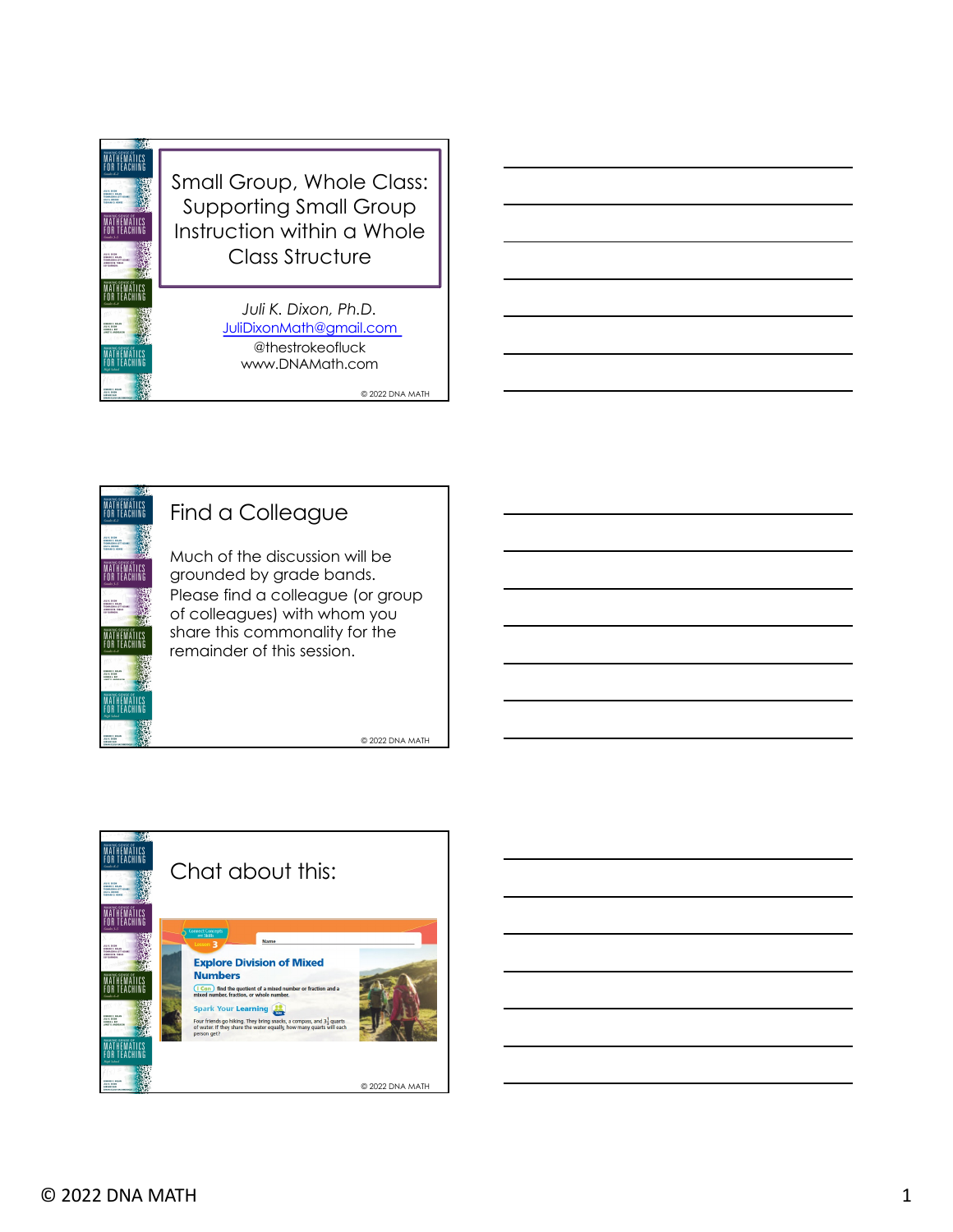# Small Group, Whole Class: Supporting Small Group Instruction within a Whole Class Structure

*Juli K. Dixon, Ph.D.*

JuliDixonMath@gmail.com

@thestrokeofluck

www.DNAMath.com

© 2022 DNA MATH

## Find a Colleague

Much of the discussion will be grounded by grade bands. Please find a colleague (or group of colleagues) with whom you share this commonality for the remainder of this session.

© 2022 DNA MATH

## Chat about this:

Connect Concepts and Skills

Lesson 3

Name

**Explore Division of Mixed Numbers**

I Can find the quotient of a mixed number or fraction and a mixed number, fraction, or whole number.

Spark Your Learning

Four friends go hiking. They bring snacks, a compass, and $3\frac{1}{2}$ quarts of water. If they share the water equally, how many quarts will each person get?

© 2022 DNA MATH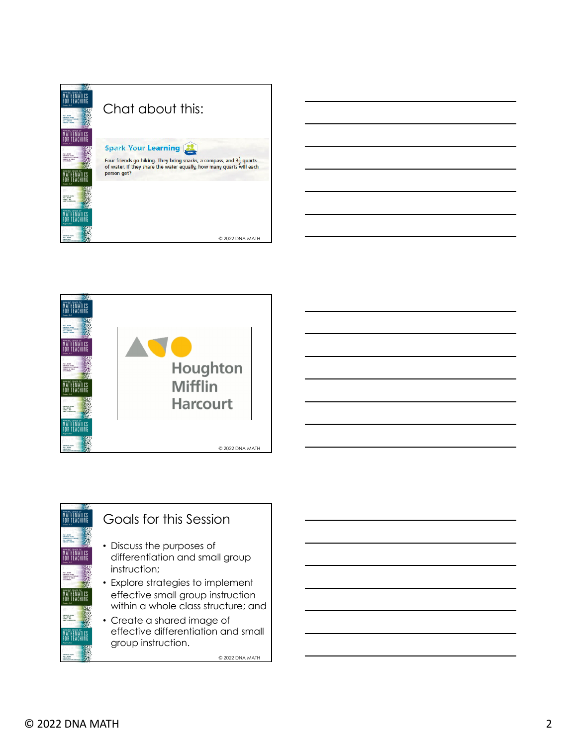## Chat about this:

**Spark Your Learning**

Four friends go hiking. They bring snacks, a compass, and $3\frac{1}{3}$ quarts of water. If they share the water equally, how many quarts will each person get?

Houghton Mifflin Harcourt

## Goals for this Session

- Discuss the purposes of differentiation and small group instruction;
- Explore strategies to implement effective small group instruction within a whole class structure; and
- Create a shared image of effective differentiation and small group instruction.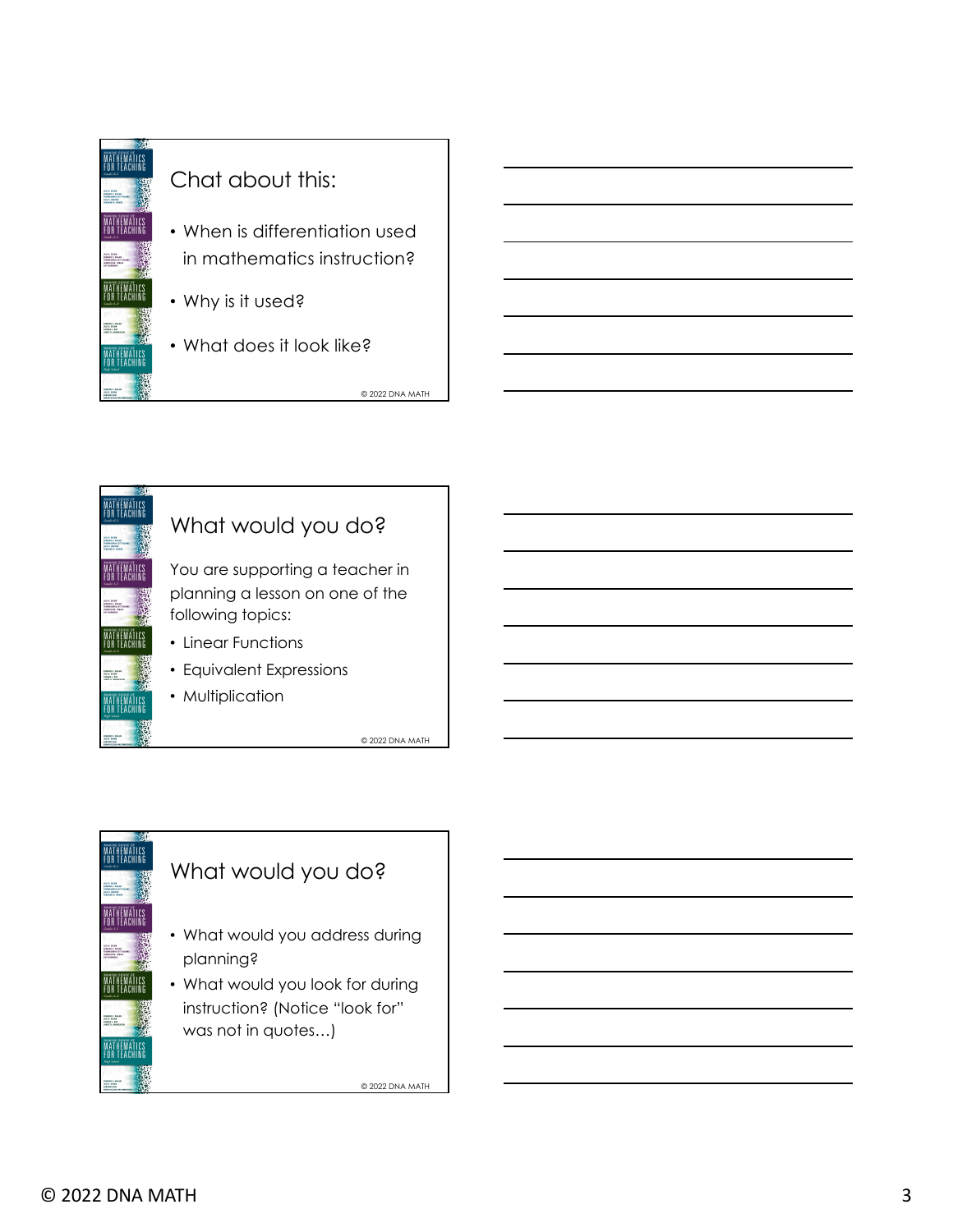## Chat about this:

- When is differentiation used in mathematics instruction?
- Why is it used?
- What does it look like?

## What would you do?

You are supporting a teacher in planning a lesson on one of the following topics:

- Linear Functions
- Equivalent Expressions
- Multiplication

## What would you do?

- What would you address during planning?
- What would you look for during instruction? (Notice "look for" was not in quotes…)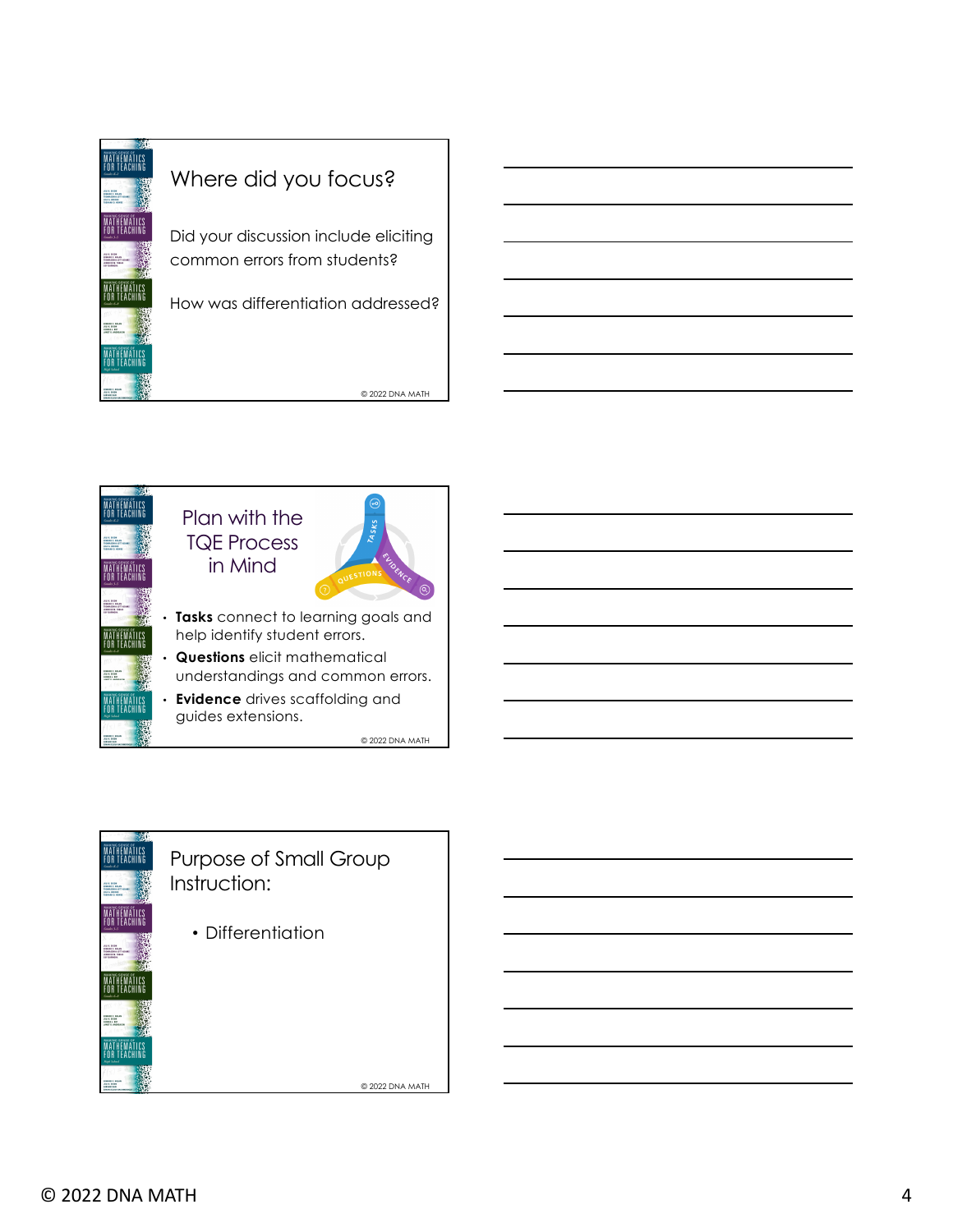## Where did you focus?

Did your discussion include eliciting common errors from students?

How was differentiation addressed?

## Plan with the TQE Process in Mind

- **Tasks** connect to learning goals and help identify student errors.
- **Questions** elicit mathematical understandings and common errors.
- **Evidence** drives scaffolding and guides extensions.

## Purpose of Small Group Instruction:

- Differentiation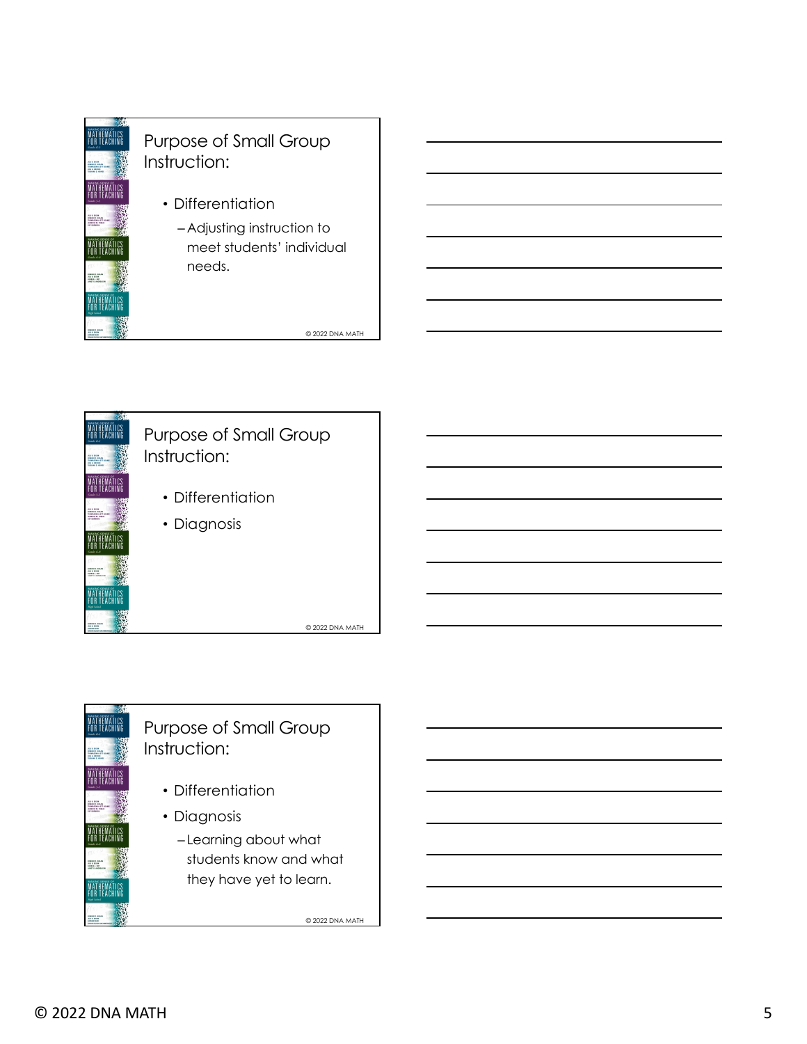## Purpose of Small Group Instruction:

- Differentiation
  - Adjusting instruction to meet students' individual needs.

© 2022 DNA MATH

## Purpose of Small Group Instruction:

- Differentiation
- Diagnosis

© 2022 DNA MATH

## Purpose of Small Group Instruction:

- Differentiation
- Diagnosis
  - Learning about what students know and what they have yet to learn.

© 2022 DNA MATH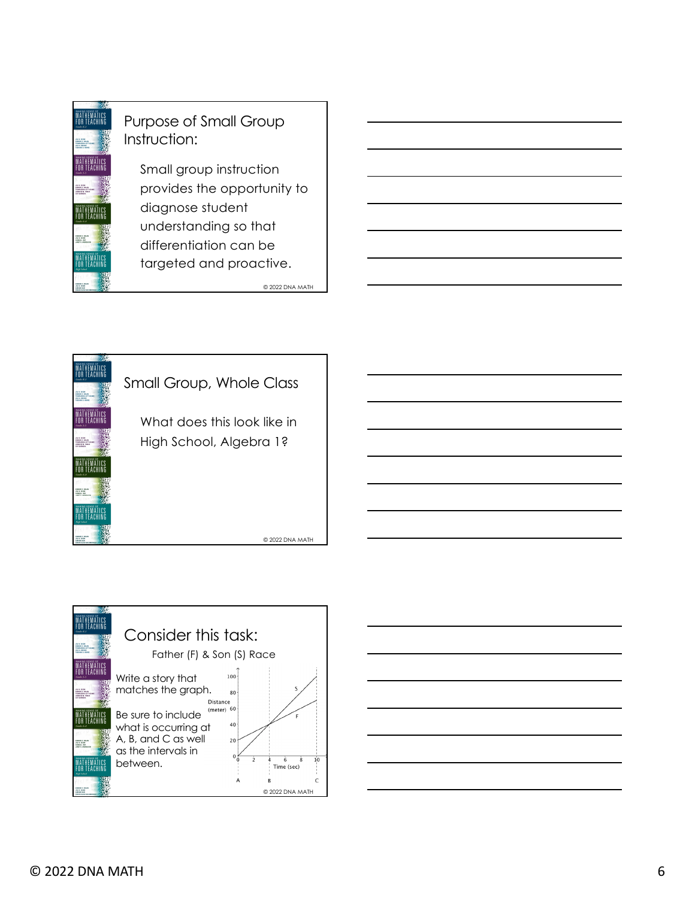## Purpose of Small Group Instruction:

Small group instruction provides the opportunity to diagnose student understanding so that differentiation can be targeted and proactive.

## Small Group, Whole Class

What does this look like in High School, Algebra 1?

## Consider this task:

Father (F) & Son (S) Race

Write a story that matches the graph.

Be sure to include what is occurring at A, B, and C as well as the intervals in between.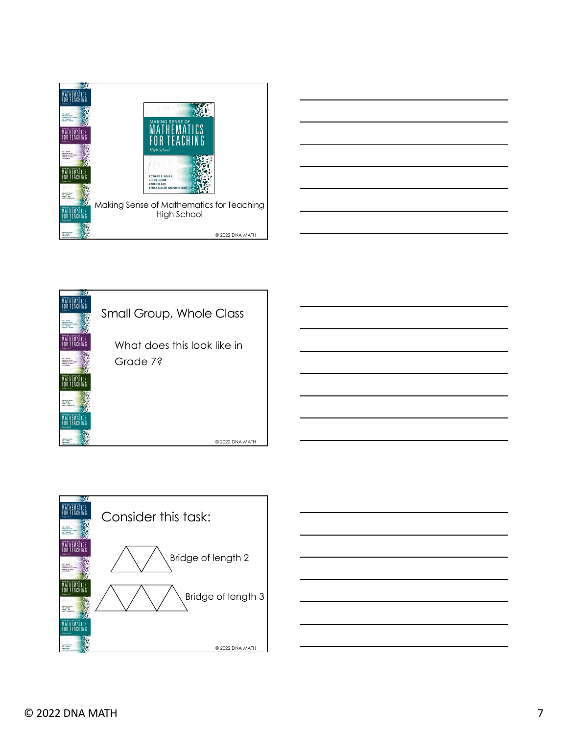Making Sense of Mathematics for Teaching High School

## Small Group, Whole Class

What does this look like in Grade 7?

## Consider this task:

Bridge of length 2

Bridge of length 3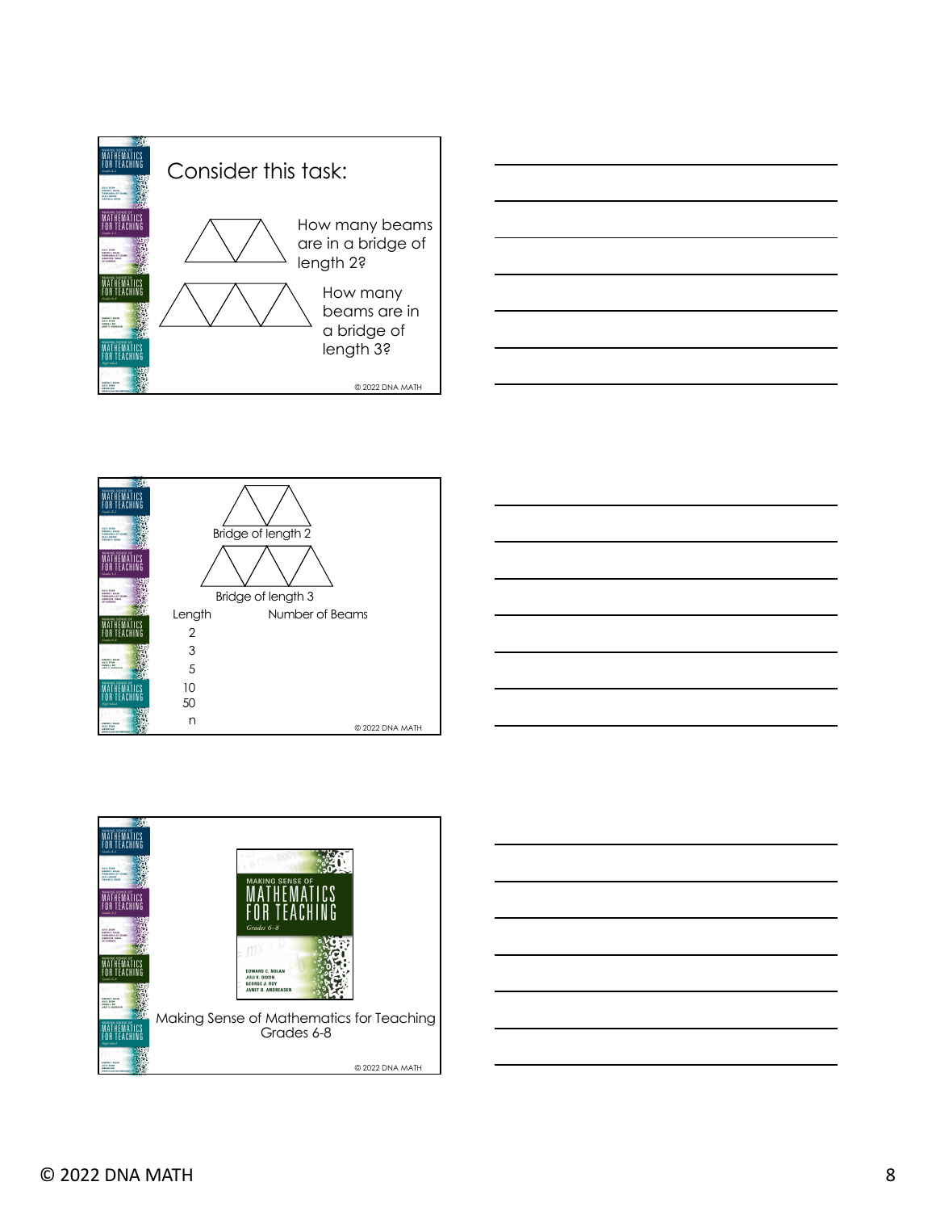## Consider this task:

How many beams are in a bridge of length 2?

How many beams are in a bridge of length 3?

---

Bridge of length 2

Bridge of length 3

| Length | Number of Beams |
|---|---|
| 2 | |
| 3 | |
| 5 | |
| 10 | |
| 50 | |
| n | |

---

Making Sense of Mathematics for Teaching Grades 6-8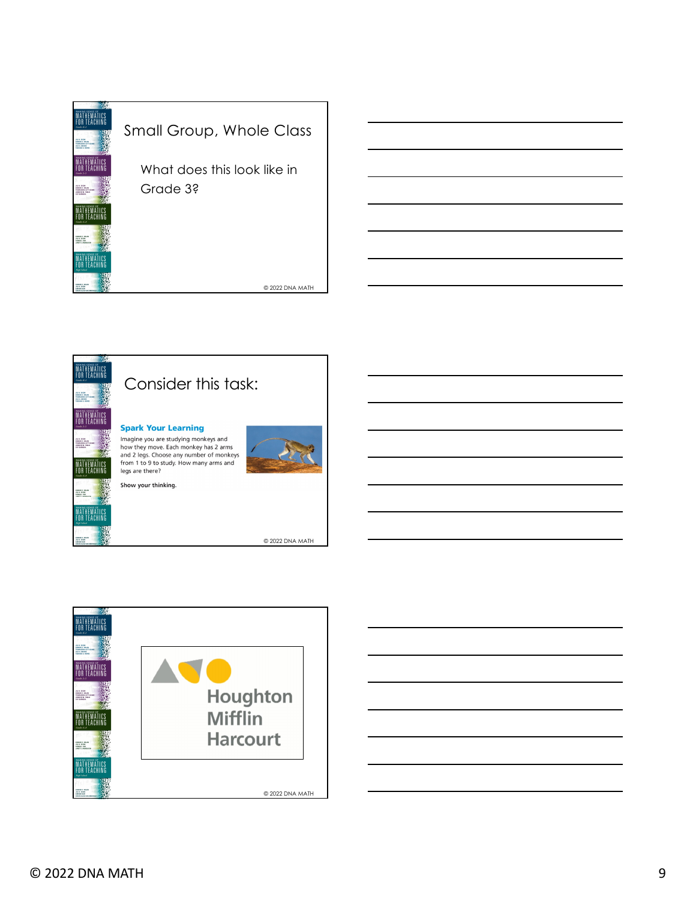## Small Group, Whole Class

What does this look like in Grade 3?

## Consider this task:

**Spark Your Learning**

Imagine you are studying monkeys and how they move. Each monkey has 2 arms and 2 legs. Choose any number of monkeys from 1 to 9 to study. How many arms and legs are there?

**Show your thinking.**

Houghton Mifflin Harcourt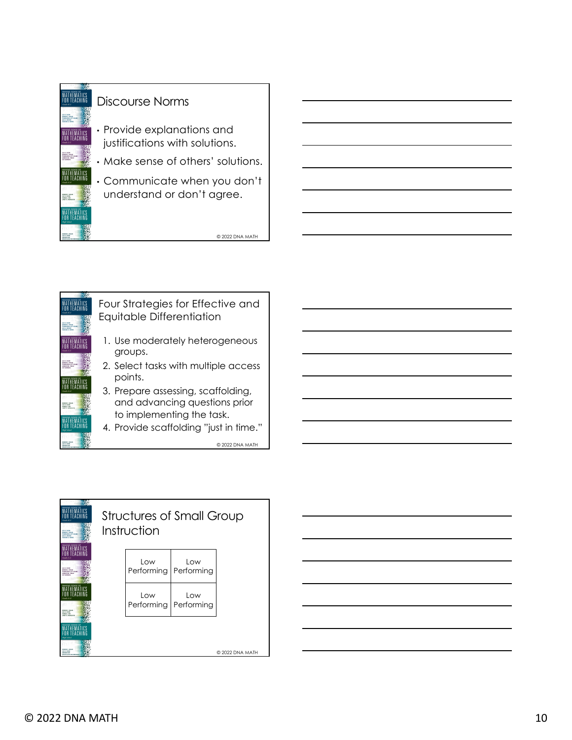## Discourse Norms

- Provide explanations and justifications with solutions.
- Make sense of others' solutions.
- Communicate when you don't understand or don't agree.

## Four Strategies for Effective and Equitable Differentiation

1. Use moderately heterogeneous groups.
2. Select tasks with multiple access points.
3. Prepare assessing, scaffolding, and advancing questions prior to implementing the task.
4. Provide scaffolding "just in time."

## Structures of Small Group Instruction

| Low Performing | Low Performing |
|---|---|
| Low Performing | Low Performing |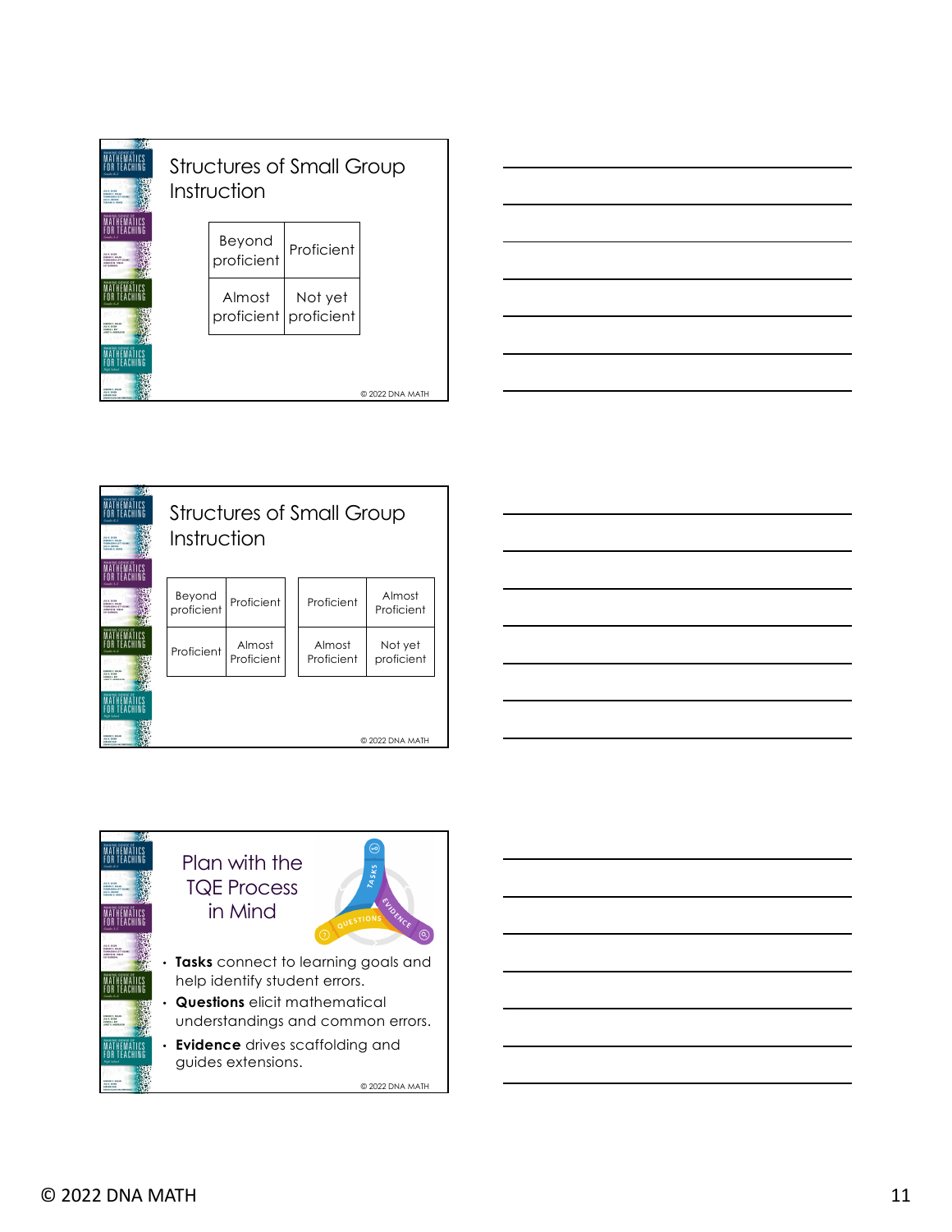## Structures of Small Group Instruction

| Beyond proficient | Proficient |
|---|---|
| Almost proficient | Not yet proficient |

© 2022 DNA MATH

## Structures of Small Group Instruction

| Beyond proficient | Proficient |
|---|---|
| Proficient | Almost Proficient |

| Proficient | Almost Proficient |
|---|---|
| Almost Proficient | Not yet proficient |

© 2022 DNA MATH

## Plan with the TQE Process in Mind

- **Tasks** connect to learning goals and help identify student errors.
- **Questions** elicit mathematical understandings and common errors.
- **Evidence** drives scaffolding and guides extensions.

© 2022 DNA MATH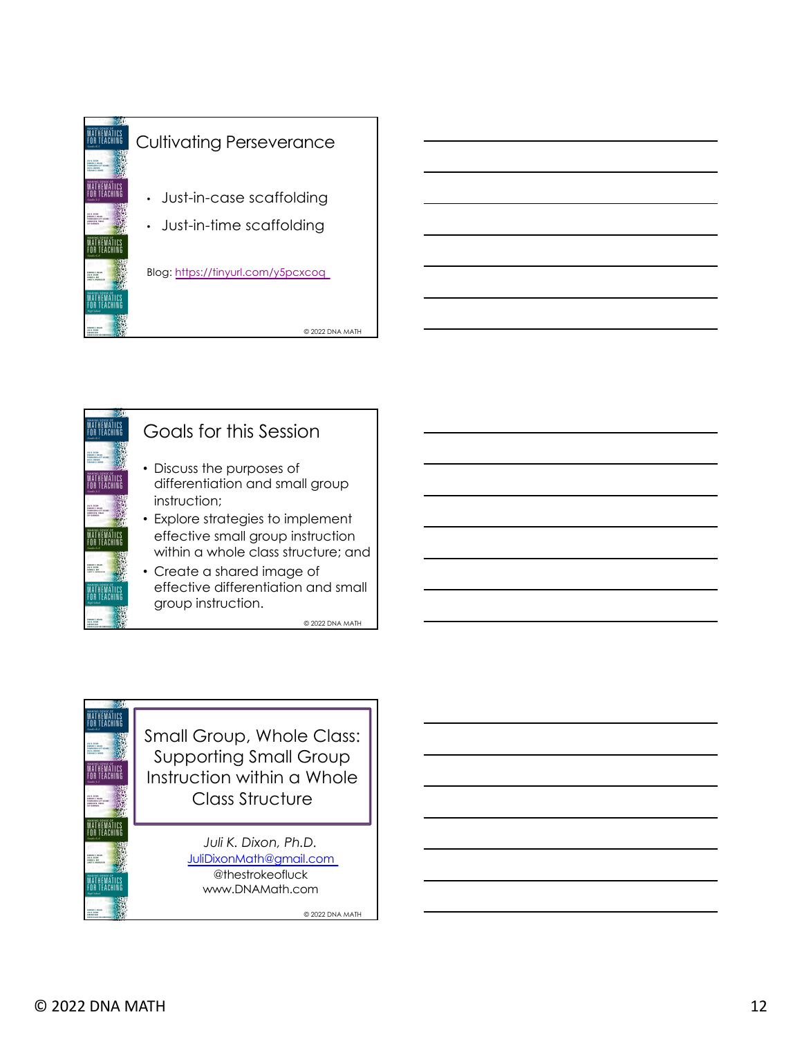## Cultivating Perseverance

- Just-in-case scaffolding
- Just-in-time scaffolding

Blog: https://tinyurl.com/y5pcxcoq

© 2022 DNA MATH

## Goals for this Session

- Discuss the purposes of differentiation and small group instruction;
- Explore strategies to implement effective small group instruction within a whole class structure; and
- Create a shared image of effective differentiation and small group instruction.

© 2022 DNA MATH

## Small Group, Whole Class: Supporting Small Group Instruction within a Whole Class Structure

*Juli K. Dixon, Ph.D.*
JuliDixonMath@gmail.com
@thestrokeofluck
www.DNAMath.com

© 2022 DNA MATH